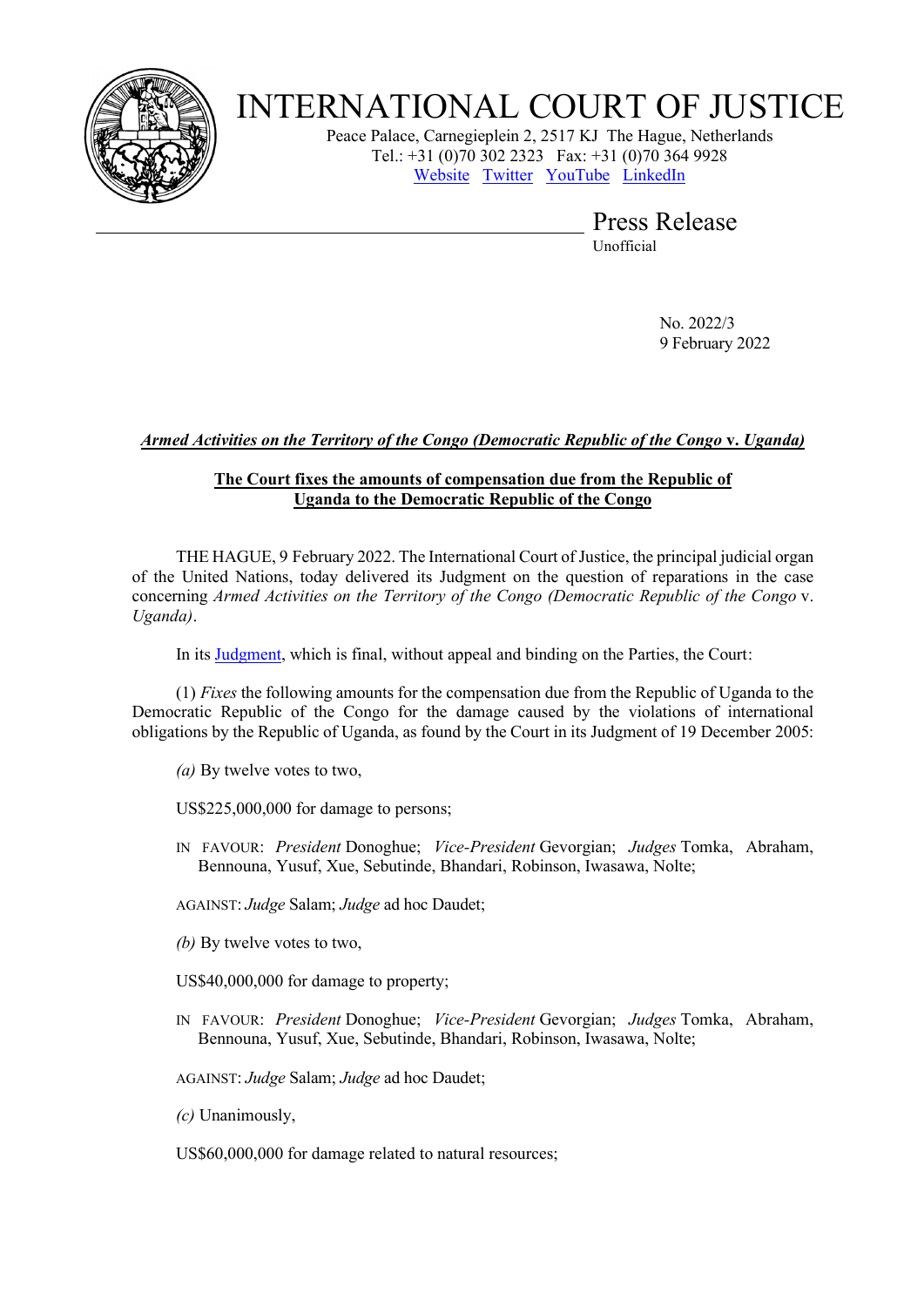# INTERNATIONAL COURT OF JUSTICE

Peace Palace, Carnegieplein 2, 2517 KJ The Hague, Netherlands
Tel.: +31 (0)70 302 2323 Fax: +31 (0)70 364 9928
Website Twitter YouTube LinkedIn

## Press Release

Unofficial

No. 2022/3
9 February 2022

***Armed Activities on the Territory of the Congo (Democratic Republic of the Congo* v. *Uganda)***

**The Court fixes the amounts of compensation due from the Republic of Uganda to the Democratic Republic of the Congo**

THE HAGUE, 9 February 2022. The International Court of Justice, the principal judicial organ of the United Nations, today delivered its Judgment on the question of reparations in the case concerning *Armed Activities on the Territory of the Congo (Democratic Republic of the Congo* v. *Uganda)*.

In its Judgment, which is final, without appeal and binding on the Parties, the Court:

(1) *Fixes* the following amounts for the compensation due from the Republic of Uganda to the Democratic Republic of the Congo for the damage caused by the violations of international obligations by the Republic of Uganda, as found by the Court in its Judgment of 19 December 2005:

*(a)* By twelve votes to two,

US$225,000,000 for damage to persons;

IN FAVOUR: *President* Donoghue; *Vice-President* Gevorgian; *Judges* Tomka, Abraham, Bennouna, Yusuf, Xue, Sebutinde, Bhandari, Robinson, Iwasawa, Nolte;

AGAINST: *Judge* Salam; *Judge* ad hoc Daudet;

*(b)* By twelve votes to two,

US$40,000,000 for damage to property;

IN FAVOUR: *President* Donoghue; *Vice-President* Gevorgian; *Judges* Tomka, Abraham, Bennouna, Yusuf, Xue, Sebutinde, Bhandari, Robinson, Iwasawa, Nolte;

AGAINST: *Judge* Salam; *Judge* ad hoc Daudet;

*(c)* Unanimously,

US$60,000,000 for damage related to natural resources;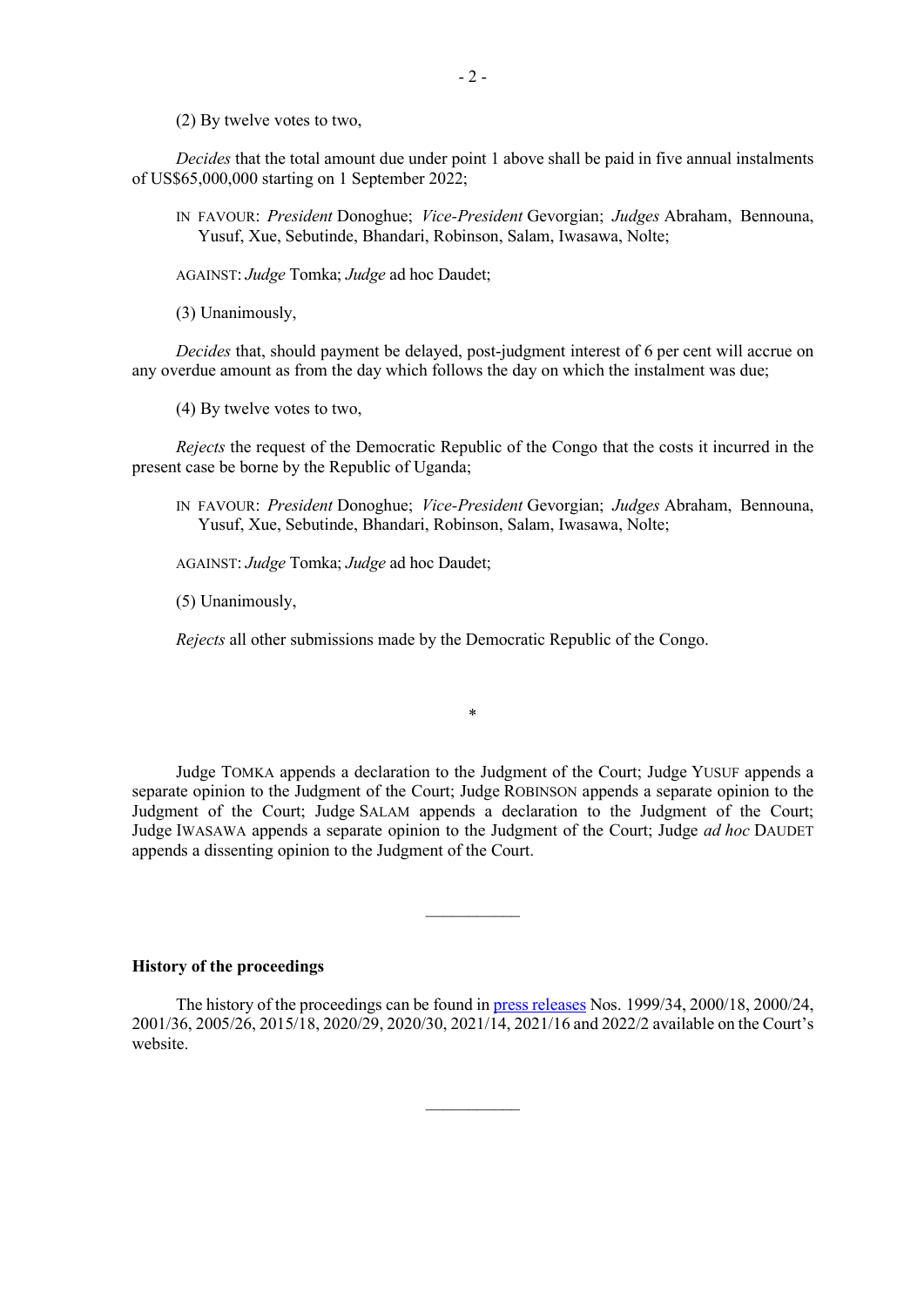(2) By twelve votes to two,

*Decides* that the total amount due under point 1 above shall be paid in five annual instalments of US$65,000,000 starting on 1 September 2022;

IN FAVOUR: *President* Donoghue; *Vice-President* Gevorgian; *Judges* Abraham, Bennouna, Yusuf, Xue, Sebutinde, Bhandari, Robinson, Salam, Iwasawa, Nolte;

AGAINST: *Judge* Tomka; *Judge* ad hoc Daudet;

(3) Unanimously,

*Decides* that, should payment be delayed, post-judgment interest of 6 per cent will accrue on any overdue amount as from the day which follows the day on which the instalment was due;

(4) By twelve votes to two,

*Rejects* the request of the Democratic Republic of the Congo that the costs it incurred in the present case be borne by the Republic of Uganda;

IN FAVOUR: *President* Donoghue; *Vice-President* Gevorgian; *Judges* Abraham, Bennouna, Yusuf, Xue, Sebutinde, Bhandari, Robinson, Salam, Iwasawa, Nolte;

AGAINST: *Judge* Tomka; *Judge* ad hoc Daudet;

(5) Unanimously,

*Rejects* all other submissions made by the Democratic Republic of the Congo.

*

Judge TOMKA appends a declaration to the Judgment of the Court; Judge YUSUF appends a separate opinion to the Judgment of the Court; Judge ROBINSON appends a separate opinion to the Judgment of the Court; Judge SALAM appends a declaration to the Judgment of the Court; Judge IWASAWA appends a separate opinion to the Judgment of the Court; Judge *ad hoc* DAUDET appends a dissenting opinion to the Judgment of the Court.

---

**History of the proceedings**

The history of the proceedings can be found in press releases Nos. 1999/34, 2000/18, 2000/24, 2001/36, 2005/26, 2015/18, 2020/29, 2020/30, 2021/14, 2021/16 and 2022/2 available on the Court's website.

---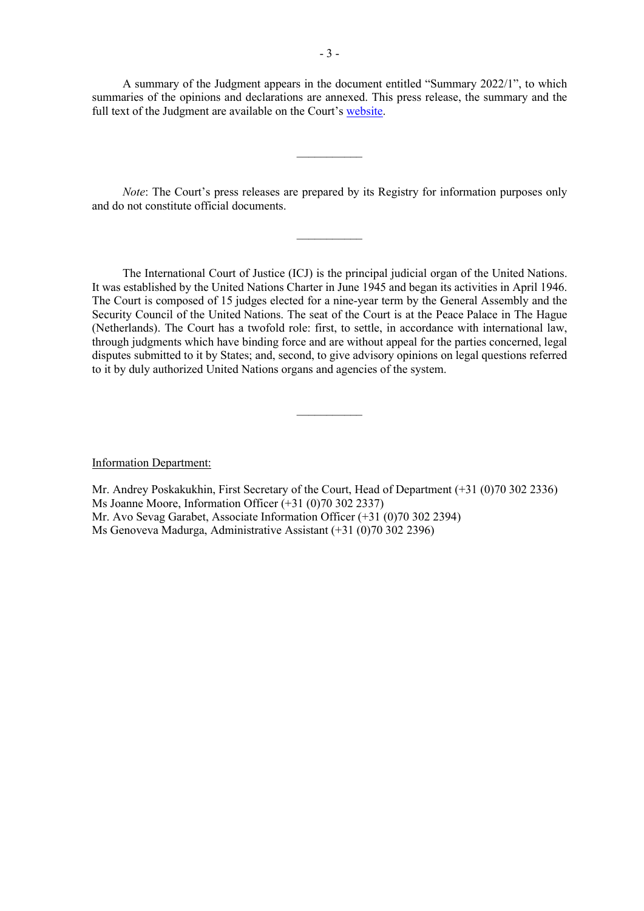A summary of the Judgment appears in the document entitled "Summary 2022/1", to which summaries of the opinions and declarations are annexed. This press release, the summary and the full text of the Judgment are available on the Court's website.

___________

*Note*: The Court's press releases are prepared by its Registry for information purposes only and do not constitute official documents.

___________

The International Court of Justice (ICJ) is the principal judicial organ of the United Nations. It was established by the United Nations Charter in June 1945 and began its activities in April 1946. The Court is composed of 15 judges elected for a nine-year term by the General Assembly and the Security Council of the United Nations. The seat of the Court is at the Peace Palace in The Hague (Netherlands). The Court has a twofold role: first, to settle, in accordance with international law, through judgments which have binding force and are without appeal for the parties concerned, legal disputes submitted to it by States; and, second, to give advisory opinions on legal questions referred to it by duly authorized United Nations organs and agencies of the system.

___________

Information Department:

Mr. Andrey Poskakukhin, First Secretary of the Court, Head of Department (+31 (0)70 302 2336)
Ms Joanne Moore, Information Officer (+31 (0)70 302 2337)
Mr. Avo Sevag Garabet, Associate Information Officer (+31 (0)70 302 2394)
Ms Genoveva Madurga, Administrative Assistant (+31 (0)70 302 2396)